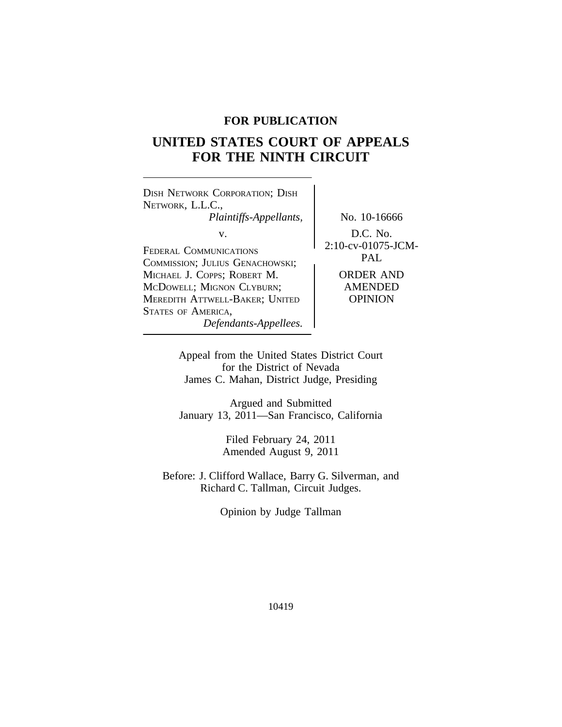**FOR PUBLICATION**

# UNITED STATES COURT OF APPEALS FOR THE NINTH CIRCUIT

DISH NETWORK CORPORATION; DISH NETWORK, L.L.C.,
*Plaintiffs-Appellants,*

v.

FEDERAL COMMUNICATIONS COMMISSION; JULIUS GENACHOWSKI; MICHAEL J. COPPS; ROBERT M. MCDOWELL; MIGNON CLYBURN; MEREDITH ATTWELL-BAKER; UNITED STATES OF AMERICA,
*Defendants-Appellees.*

No. 10-16666

D.C. No. 2:10-cv-01075-JCM-PAL

ORDER AND AMENDED OPINION

Appeal from the United States District Court for the District of Nevada
James C. Mahan, District Judge, Presiding

Argued and Submitted
January 13, 2011—San Francisco, California

Filed February 24, 2011
Amended August 9, 2011

Before: J. Clifford Wallace, Barry G. Silverman, and Richard C. Tallman, Circuit Judges.

Opinion by Judge Tallman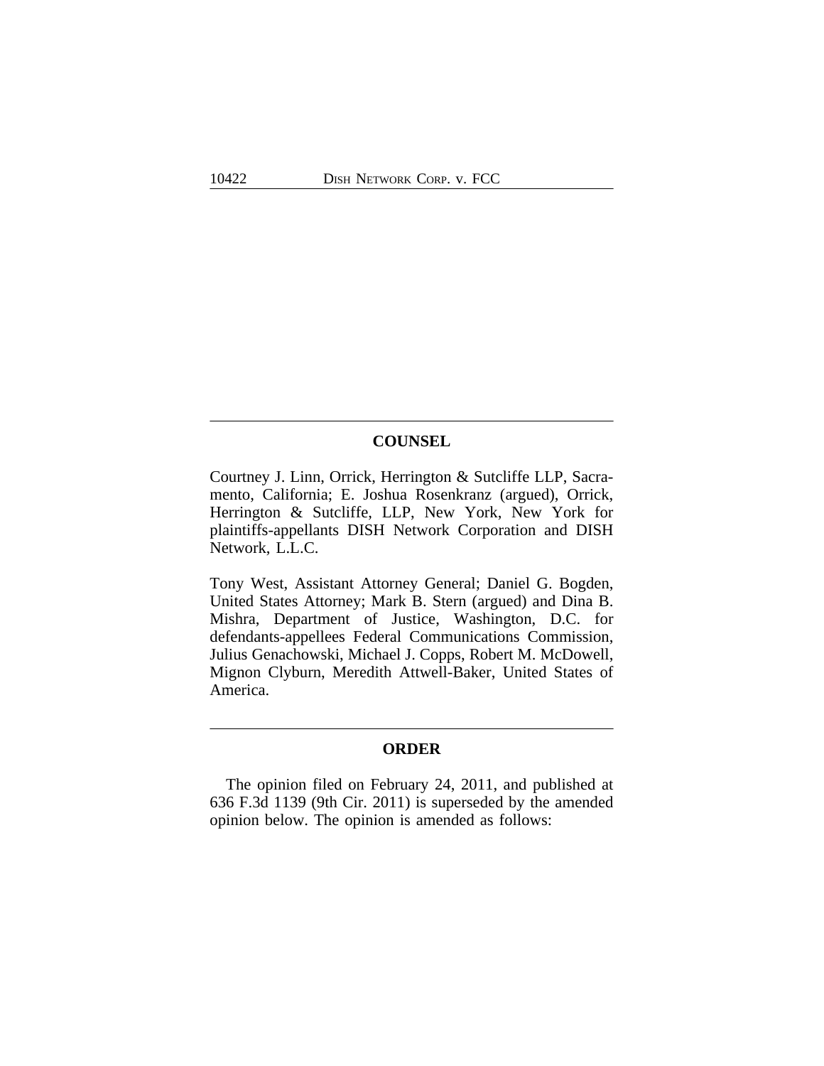## COUNSEL

Courtney J. Linn, Orrick, Herrington & Sutcliffe LLP, Sacramento, California; E. Joshua Rosenkranz (argued), Orrick, Herrington & Sutcliffe, LLP, New York, New York for plaintiffs-appellants DISH Network Corporation and DISH Network, L.L.C.

Tony West, Assistant Attorney General; Daniel G. Bogden, United States Attorney; Mark B. Stern (argued) and Dina B. Mishra, Department of Justice, Washington, D.C. for defendants-appellees Federal Communications Commission, Julius Genachowski, Michael J. Copps, Robert M. McDowell, Mignon Clyburn, Meredith Attwell-Baker, United States of America.

## ORDER

The opinion filed on February 24, 2011, and published at 636 F.3d 1139 (9th Cir. 2011) is superseded by the amended opinion below. The opinion is amended as follows: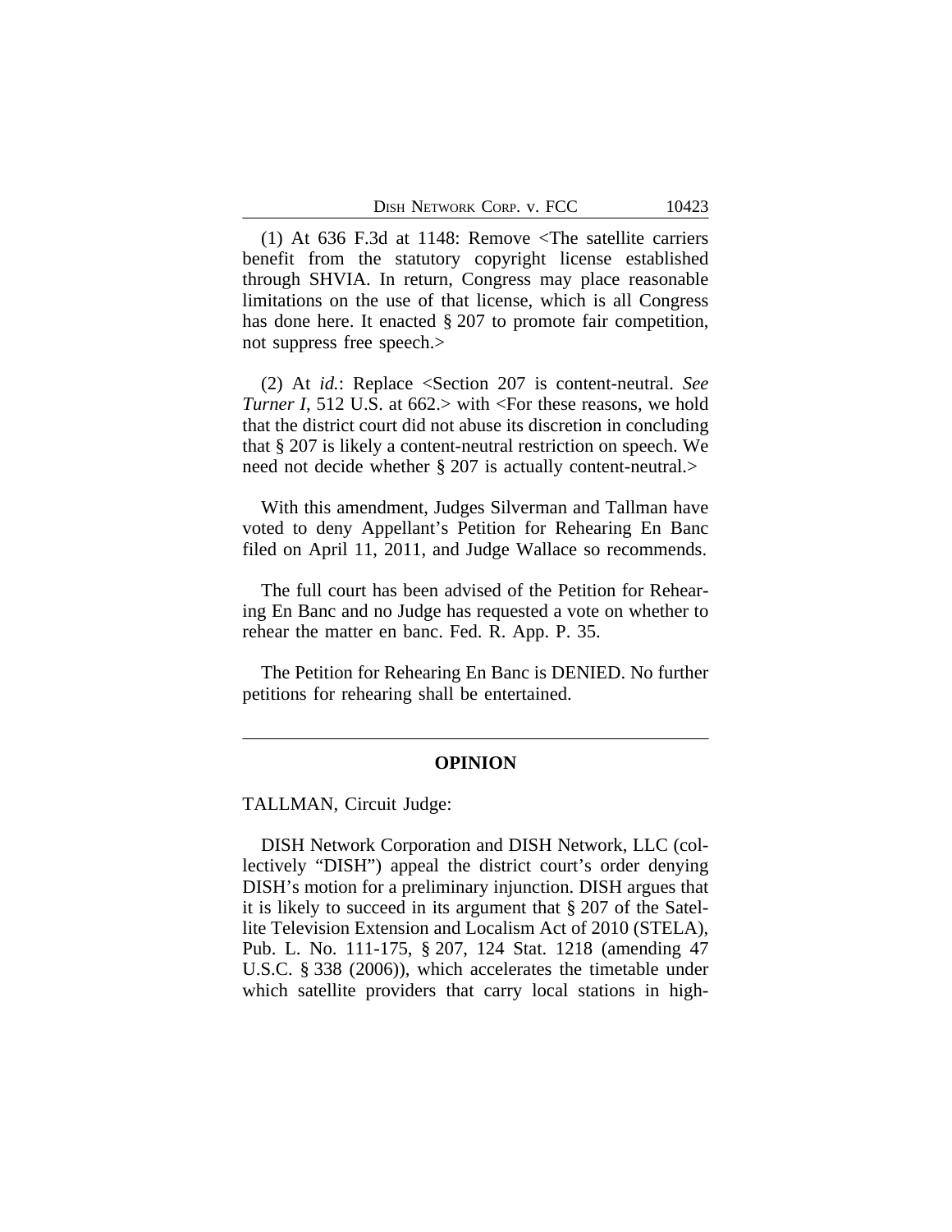(1) At 636 F.3d at 1148: Remove <The satellite carriers benefit from the statutory copyright license established through SHVIA. In return, Congress may place reasonable limitations on the use of that license, which is all Congress has done here. It enacted § 207 to promote fair competition, not suppress free speech.>

(2) At *id.*: Replace <Section 207 is content-neutral. *See Turner I*, 512 U.S. at 662.> with <For these reasons, we hold that the district court did not abuse its discretion in concluding that § 207 is likely a content-neutral restriction on speech. We need not decide whether § 207 is actually content-neutral.>

With this amendment, Judges Silverman and Tallman have voted to deny Appellant's Petition for Rehearing En Banc filed on April 11, 2011, and Judge Wallace so recommends.

The full court has been advised of the Petition for Rehearing En Banc and no Judge has requested a vote on whether to rehear the matter en banc. Fed. R. App. P. 35.

The Petition for Rehearing En Banc is DENIED. No further petitions for rehearing shall be entertained.

---

## OPINION

TALLMAN, Circuit Judge:

DISH Network Corporation and DISH Network, LLC (collectively "DISH") appeal the district court's order denying DISH's motion for a preliminary injunction. DISH argues that it is likely to succeed in its argument that § 207 of the Satellite Television Extension and Localism Act of 2010 (STELA), Pub. L. No. 111-175, § 207, 124 Stat. 1218 (amending 47 U.S.C. § 338 (2006)), which accelerates the timetable under which satellite providers that carry local stations in high-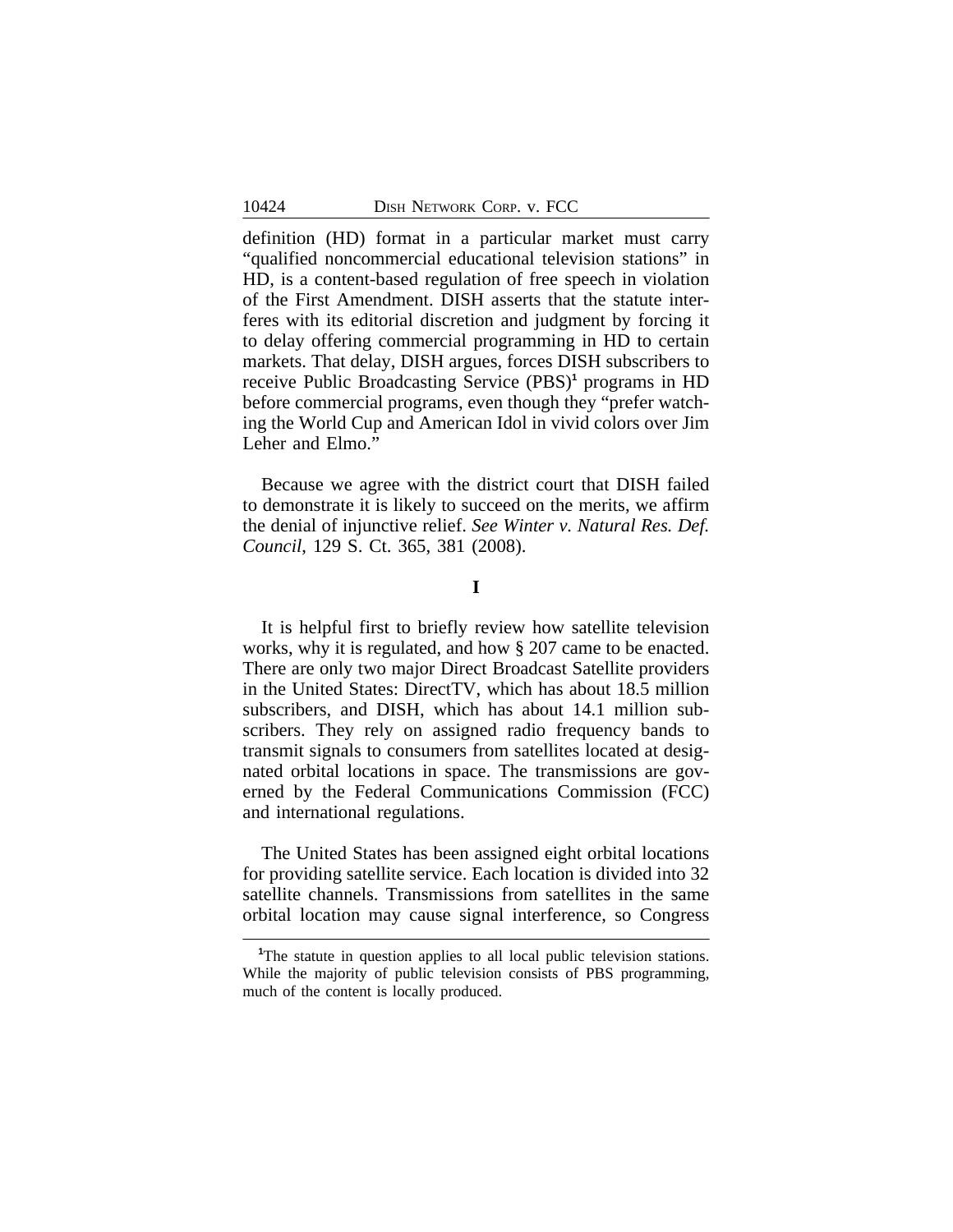definition (HD) format in a particular market must carry "qualified noncommercial educational television stations" in HD, is a content-based regulation of free speech in violation of the First Amendment. DISH asserts that the statute interferes with its editorial discretion and judgment by forcing it to delay offering commercial programming in HD to certain markets. That delay, DISH argues, forces DISH subscribers to receive Public Broadcasting Service (PBS)[1] programs in HD before commercial programs, even though they "prefer watching the World Cup and American Idol in vivid colors over Jim Leher and Elmo."

Because we agree with the district court that DISH failed to demonstrate it is likely to succeed on the merits, we affirm the denial of injunctive relief. *See Winter v. Natural Res. Def. Council*, 129 S. Ct. 365, 381 (2008).

## I

It is helpful first to briefly review how satellite television works, why it is regulated, and how § 207 came to be enacted. There are only two major Direct Broadcast Satellite providers in the United States: DirectTV, which has about 18.5 million subscribers, and DISH, which has about 14.1 million subscribers. They rely on assigned radio frequency bands to transmit signals to consumers from satellites located at designated orbital locations in space. The transmissions are governed by the Federal Communications Commission (FCC) and international regulations.

The United States has been assigned eight orbital locations for providing satellite service. Each location is divided into 32 satellite channels. Transmissions from satellites in the same orbital location may cause signal interference, so Congress

---

[1]The statute in question applies to all local public television stations. While the majority of public television consists of PBS programming, much of the content is locally produced.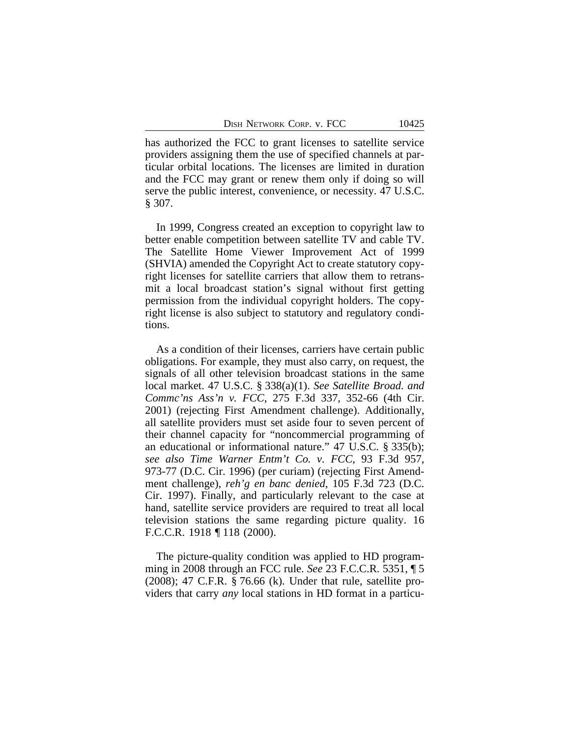has authorized the FCC to grant licenses to satellite service providers assigning them the use of specified channels at particular orbital locations. The licenses are limited in duration and the FCC may grant or renew them only if doing so will serve the public interest, convenience, or necessity. 47 U.S.C. § 307.

In 1999, Congress created an exception to copyright law to better enable competition between satellite TV and cable TV. The Satellite Home Viewer Improvement Act of 1999 (SHVIA) amended the Copyright Act to create statutory copyright licenses for satellite carriers that allow them to retransmit a local broadcast station's signal without first getting permission from the individual copyright holders. The copyright license is also subject to statutory and regulatory conditions.

As a condition of their licenses, carriers have certain public obligations. For example, they must also carry, on request, the signals of all other television broadcast stations in the same local market. 47 U.S.C. § 338(a)(1). *See Satellite Broad. and Commc'ns Ass'n v. FCC*, 275 F.3d 337, 352-66 (4th Cir. 2001) (rejecting First Amendment challenge). Additionally, all satellite providers must set aside four to seven percent of their channel capacity for "noncommercial programming of an educational or informational nature." 47 U.S.C. § 335(b); *see also Time Warner Entm't Co. v. FCC*, 93 F.3d 957, 973-77 (D.C. Cir. 1996) (per curiam) (rejecting First Amendment challenge), *reh'g en banc denied*, 105 F.3d 723 (D.C. Cir. 1997). Finally, and particularly relevant to the case at hand, satellite service providers are required to treat all local television stations the same regarding picture quality. 16 F.C.C.R. 1918 ¶ 118 (2000).

The picture-quality condition was applied to HD programming in 2008 through an FCC rule. *See* 23 F.C.C.R. 5351, ¶ 5 (2008); 47 C.F.R. § 76.66 (k). Under that rule, satellite providers that carry *any* local stations in HD format in a particu-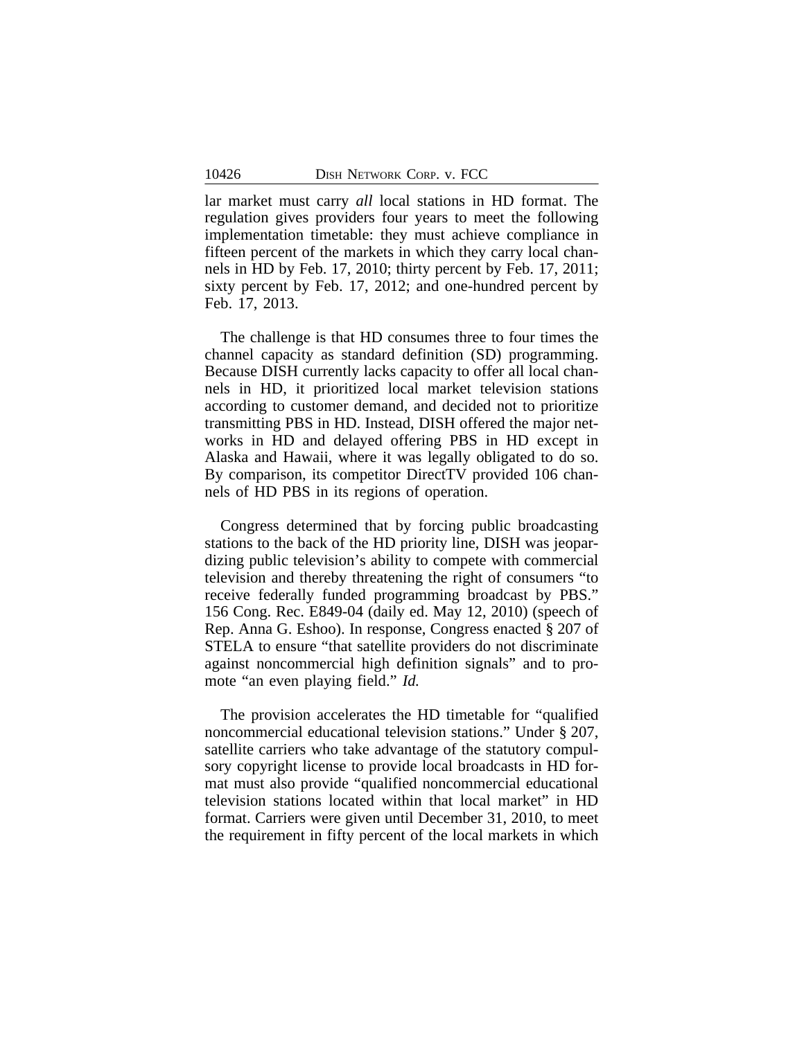lar market must carry *all* local stations in HD format. The regulation gives providers four years to meet the following implementation timetable: they must achieve compliance in fifteen percent of the markets in which they carry local channels in HD by Feb. 17, 2010; thirty percent by Feb. 17, 2011; sixty percent by Feb. 17, 2012; and one-hundred percent by Feb. 17, 2013.

The challenge is that HD consumes three to four times the channel capacity as standard definition (SD) programming. Because DISH currently lacks capacity to offer all local channels in HD, it prioritized local market television stations according to customer demand, and decided not to prioritize transmitting PBS in HD. Instead, DISH offered the major networks in HD and delayed offering PBS in HD except in Alaska and Hawaii, where it was legally obligated to do so. By comparison, its competitor DirectTV provided 106 channels of HD PBS in its regions of operation.

Congress determined that by forcing public broadcasting stations to the back of the HD priority line, DISH was jeopardizing public television's ability to compete with commercial television and thereby threatening the right of consumers "to receive federally funded programming broadcast by PBS." 156 Cong. Rec. E849-04 (daily ed. May 12, 2010) (speech of Rep. Anna G. Eshoo). In response, Congress enacted § 207 of STELA to ensure "that satellite providers do not discriminate against noncommercial high definition signals" and to promote "an even playing field." *Id.*

The provision accelerates the HD timetable for "qualified noncommercial educational television stations." Under § 207, satellite carriers who take advantage of the statutory compulsory copyright license to provide local broadcasts in HD format must also provide "qualified noncommercial educational television stations located within that local market" in HD format. Carriers were given until December 31, 2010, to meet the requirement in fifty percent of the local markets in which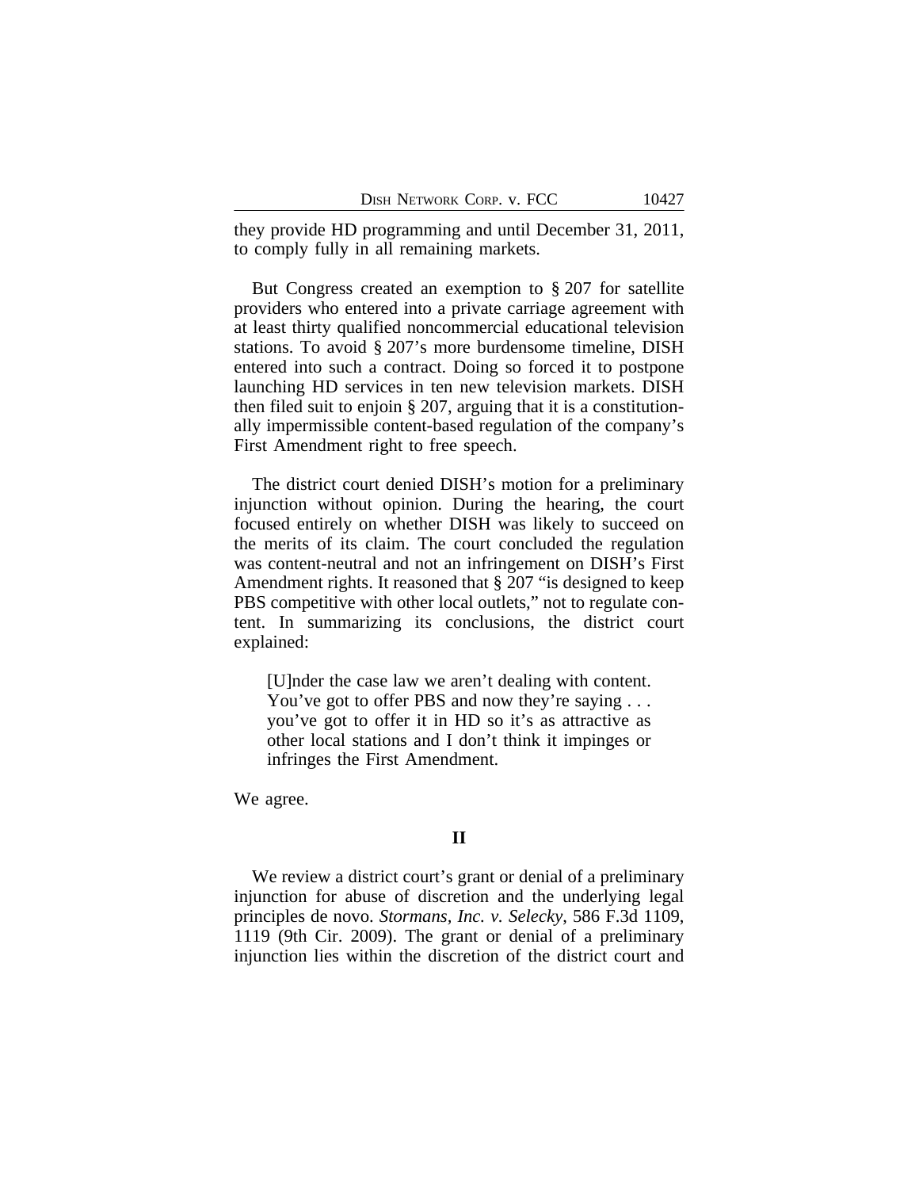they provide HD programming and until December 31, 2011, to comply fully in all remaining markets.

But Congress created an exemption to § 207 for satellite providers who entered into a private carriage agreement with at least thirty qualified noncommercial educational television stations. To avoid § 207's more burdensome timeline, DISH entered into such a contract. Doing so forced it to postpone launching HD services in ten new television markets. DISH then filed suit to enjoin § 207, arguing that it is a constitutionally impermissible content-based regulation of the company's First Amendment right to free speech.

The district court denied DISH's motion for a preliminary injunction without opinion. During the hearing, the court focused entirely on whether DISH was likely to succeed on the merits of its claim. The court concluded the regulation was content-neutral and not an infringement on DISH's First Amendment rights. It reasoned that § 207 "is designed to keep PBS competitive with other local outlets," not to regulate content. In summarizing its conclusions, the district court explained:

> [U]nder the case law we aren't dealing with content. You've got to offer PBS and now they're saying . . . you've got to offer it in HD so it's as attractive as other local stations and I don't think it impinges or infringes the First Amendment.

We agree.

## II

We review a district court's grant or denial of a preliminary injunction for abuse of discretion and the underlying legal principles de novo. *Stormans, Inc. v. Selecky*, 586 F.3d 1109, 1119 (9th Cir. 2009). The grant or denial of a preliminary injunction lies within the discretion of the district court and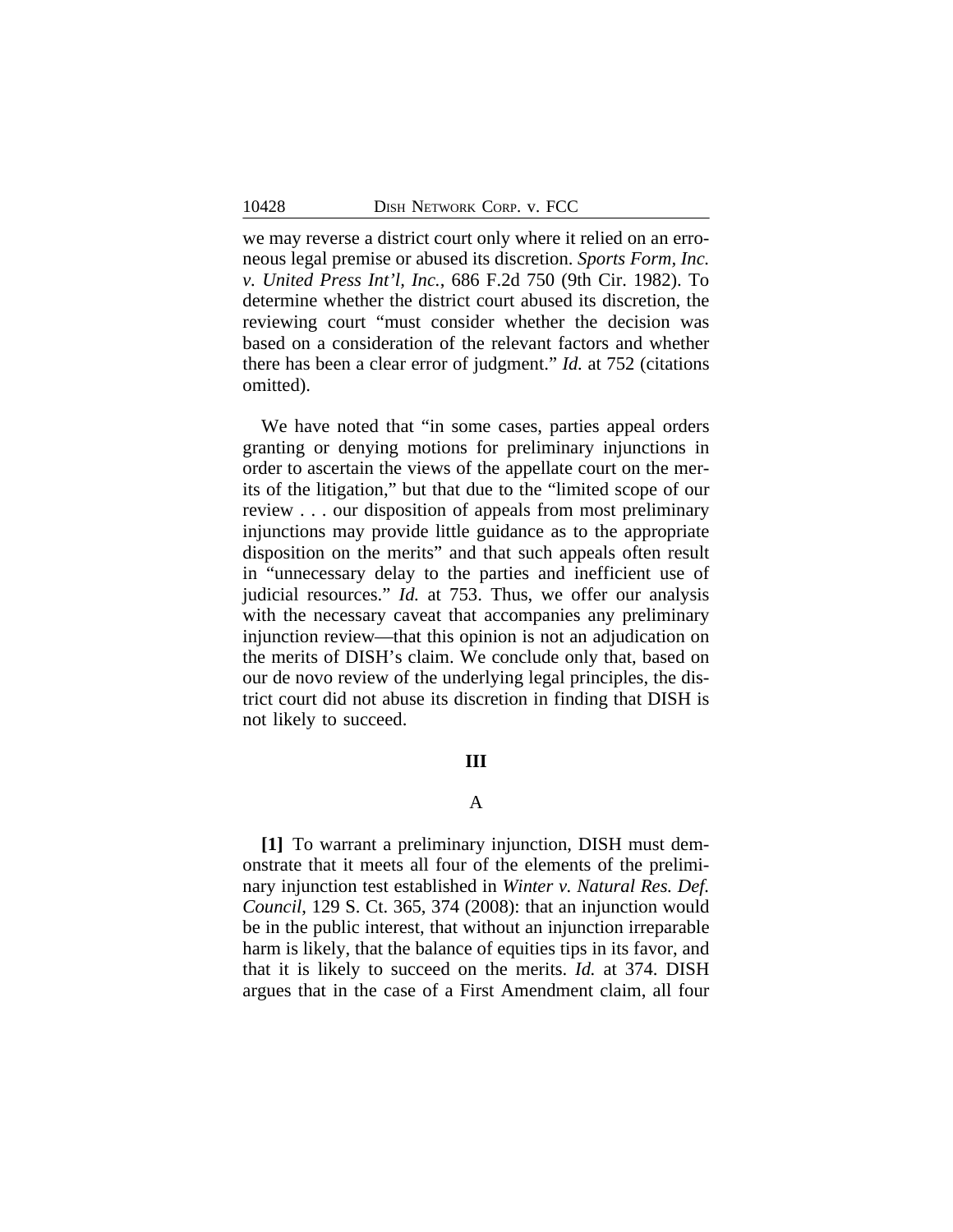we may reverse a district court only where it relied on an erroneous legal premise or abused its discretion. *Sports Form, Inc. v. United Press Int'l, Inc.*, 686 F.2d 750 (9th Cir. 1982). To determine whether the district court abused its discretion, the reviewing court "must consider whether the decision was based on a consideration of the relevant factors and whether there has been a clear error of judgment." *Id.* at 752 (citations omitted).

We have noted that "in some cases, parties appeal orders granting or denying motions for preliminary injunctions in order to ascertain the views of the appellate court on the merits of the litigation," but that due to the "limited scope of our review . . . our disposition of appeals from most preliminary injunctions may provide little guidance as to the appropriate disposition on the merits" and that such appeals often result in "unnecessary delay to the parties and inefficient use of judicial resources." *Id.* at 753. Thus, we offer our analysis with the necessary caveat that accompanies any preliminary injunction review—that this opinion is not an adjudication on the merits of DISH's claim. We conclude only that, based on our de novo review of the underlying legal principles, the district court did not abuse its discretion in finding that DISH is not likely to succeed.

## III

### A

**[1]** To warrant a preliminary injunction, DISH must demonstrate that it meets all four of the elements of the preliminary injunction test established in *Winter v. Natural Res. Def. Council*, 129 S. Ct. 365, 374 (2008): that an injunction would be in the public interest, that without an injunction irreparable harm is likely, that the balance of equities tips in its favor, and that it is likely to succeed on the merits. *Id.* at 374. DISH argues that in the case of a First Amendment claim, all four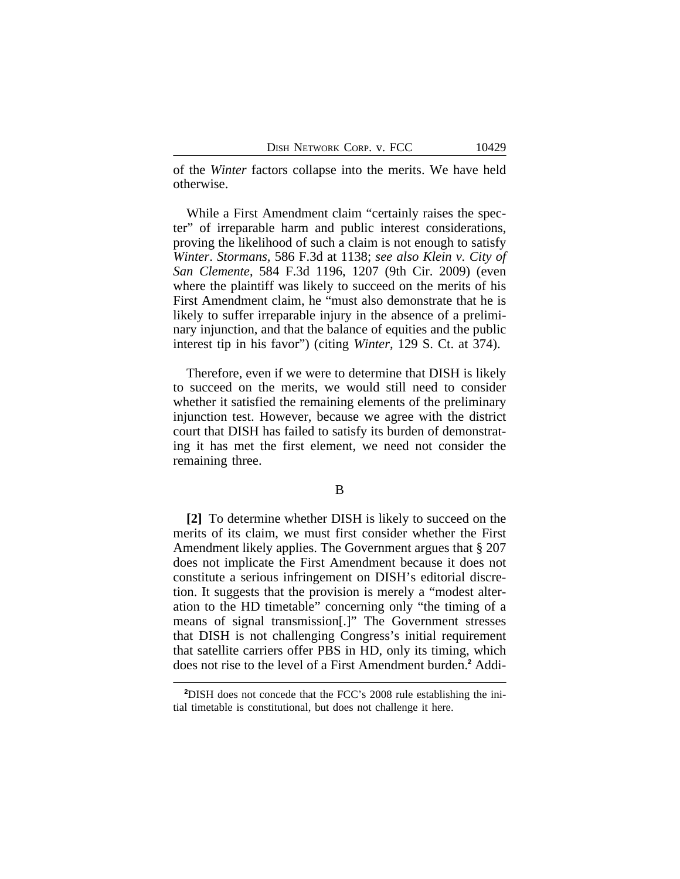of the *Winter* factors collapse into the merits. We have held otherwise.

While a First Amendment claim "certainly raises the specter" of irreparable harm and public interest considerations, proving the likelihood of such a claim is not enough to satisfy *Winter*. *Stormans*, 586 F.3d at 1138; *see also Klein v. City of San Clemente*, 584 F.3d 1196, 1207 (9th Cir. 2009) (even where the plaintiff was likely to succeed on the merits of his First Amendment claim, he "must also demonstrate that he is likely to suffer irreparable injury in the absence of a preliminary injunction, and that the balance of equities and the public interest tip in his favor") (citing *Winter*, 129 S. Ct. at 374).

Therefore, even if we were to determine that DISH is likely to succeed on the merits, we would still need to consider whether it satisfied the remaining elements of the preliminary injunction test. However, because we agree with the district court that DISH has failed to satisfy its burden of demonstrating it has met the first element, we need not consider the remaining three.

B

**[2]** To determine whether DISH is likely to succeed on the merits of its claim, we must first consider whether the First Amendment likely applies. The Government argues that § 207 does not implicate the First Amendment because it does not constitute a serious infringement on DISH's editorial discretion. It suggests that the provision is merely a "modest alteration to the HD timetable" concerning only "the timing of a means of signal transmission[.]" The Government stresses that DISH is not challenging Congress's initial requirement that satellite carriers offer PBS in HD, only its timing, which does not rise to the level of a First Amendment burden.[2] Addi-

[2]DISH does not concede that the FCC's 2008 rule establishing the initial timetable is constitutional, but does not challenge it here.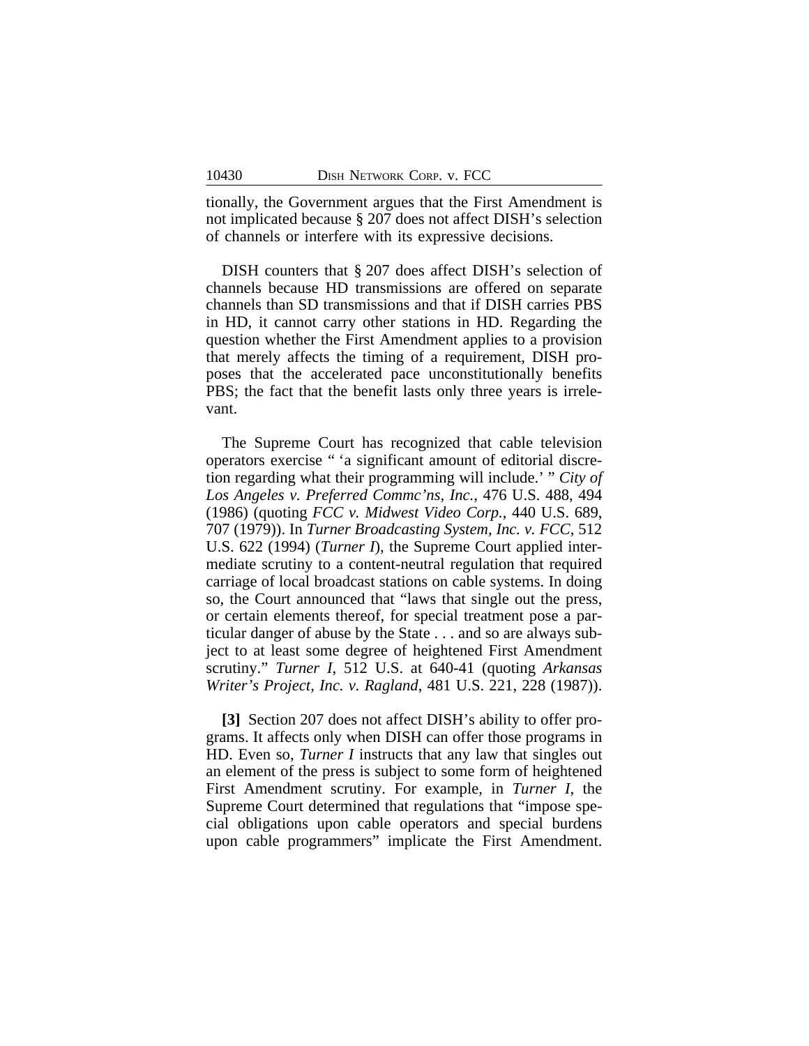tionally, the Government argues that the First Amendment is not implicated because § 207 does not affect DISH's selection of channels or interfere with its expressive decisions.

DISH counters that § 207 does affect DISH's selection of channels because HD transmissions are offered on separate channels than SD transmissions and that if DISH carries PBS in HD, it cannot carry other stations in HD. Regarding the question whether the First Amendment applies to a provision that merely affects the timing of a requirement, DISH proposes that the accelerated pace unconstitutionally benefits PBS; the fact that the benefit lasts only three years is irrelevant.

The Supreme Court has recognized that cable television operators exercise " 'a significant amount of editorial discretion regarding what their programming will include.' " *City of Los Angeles v. Preferred Commc'ns, Inc.*, 476 U.S. 488, 494 (1986) (quoting *FCC v. Midwest Video Corp.*, 440 U.S. 689, 707 (1979)). In *Turner Broadcasting System, Inc. v. FCC*, 512 U.S. 622 (1994) (*Turner I*), the Supreme Court applied intermediate scrutiny to a content-neutral regulation that required carriage of local broadcast stations on cable systems. In doing so, the Court announced that "laws that single out the press, or certain elements thereof, for special treatment pose a particular danger of abuse by the State . . . and so are always subject to at least some degree of heightened First Amendment scrutiny." *Turner I*, 512 U.S. at 640-41 (quoting *Arkansas Writer's Project, Inc. v. Ragland*, 481 U.S. 221, 228 (1987)).

**[3]** Section 207 does not affect DISH's ability to offer programs. It affects only when DISH can offer those programs in HD. Even so, *Turner I* instructs that any law that singles out an element of the press is subject to some form of heightened First Amendment scrutiny. For example, in *Turner I*, the Supreme Court determined that regulations that "impose special obligations upon cable operators and special burdens upon cable programmers" implicate the First Amendment.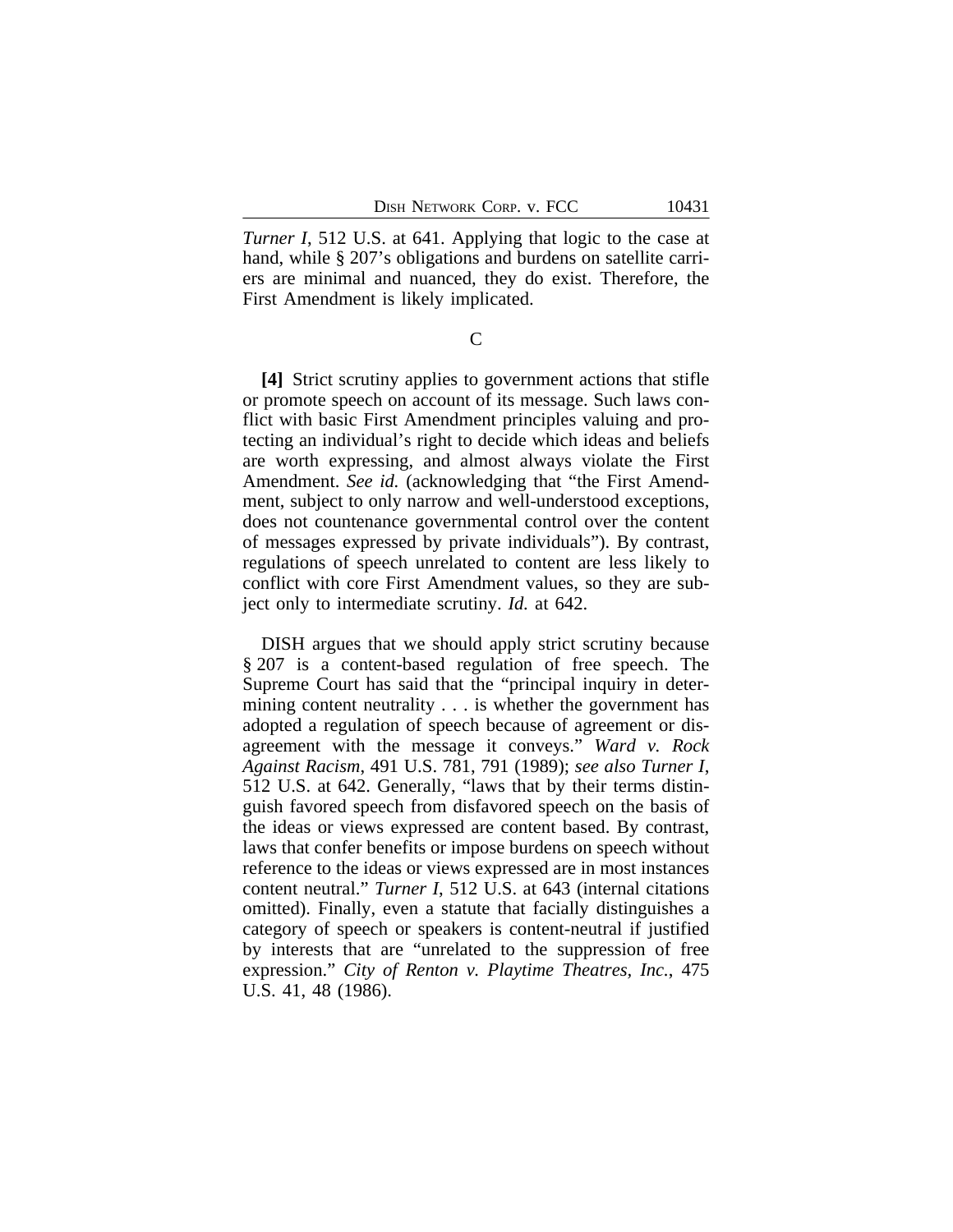*Turner I*, 512 U.S. at 641. Applying that logic to the case at hand, while § 207's obligations and burdens on satellite carriers are minimal and nuanced, they do exist. Therefore, the First Amendment is likely implicated.

C

**[4]** Strict scrutiny applies to government actions that stifle or promote speech on account of its message. Such laws conflict with basic First Amendment principles valuing and protecting an individual's right to decide which ideas and beliefs are worth expressing, and almost always violate the First Amendment. *See id.* (acknowledging that "the First Amendment, subject to only narrow and well-understood exceptions, does not countenance governmental control over the content of messages expressed by private individuals"). By contrast, regulations of speech unrelated to content are less likely to conflict with core First Amendment values, so they are subject only to intermediate scrutiny. *Id.* at 642.

DISH argues that we should apply strict scrutiny because § 207 is a content-based regulation of free speech. The Supreme Court has said that the "principal inquiry in determining content neutrality . . . is whether the government has adopted a regulation of speech because of agreement or disagreement with the message it conveys." *Ward v. Rock Against Racism*, 491 U.S. 781, 791 (1989); *see also Turner I*, 512 U.S. at 642. Generally, "laws that by their terms distinguish favored speech from disfavored speech on the basis of the ideas or views expressed are content based. By contrast, laws that confer benefits or impose burdens on speech without reference to the ideas or views expressed are in most instances content neutral." *Turner I*, 512 U.S. at 643 (internal citations omitted). Finally, even a statute that facially distinguishes a category of speech or speakers is content-neutral if justified by interests that are "unrelated to the suppression of free expression." *City of Renton v. Playtime Theatres, Inc.*, 475 U.S. 41, 48 (1986).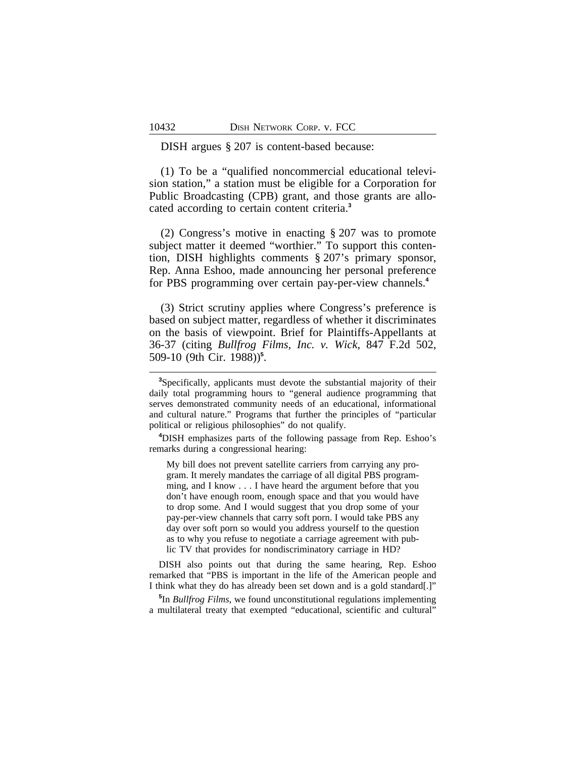DISH argues § 207 is content-based because:

(1) To be a "qualified noncommercial educational television station," a station must be eligible for a Corporation for Public Broadcasting (CPB) grant, and those grants are allocated according to certain content criteria.[3]

(2) Congress's motive in enacting § 207 was to promote subject matter it deemed "worthier." To support this contention, DISH highlights comments § 207's primary sponsor, Rep. Anna Eshoo, made announcing her personal preference for PBS programming over certain pay-per-view channels.[4]

(3) Strict scrutiny applies where Congress's preference is based on subject matter, regardless of whether it discriminates on the basis of viewpoint. Brief for Plaintiffs-Appellants at 36-37 (citing *Bullfrog Films, Inc. v. Wick*, 847 F.2d 502, 509-10 (9th Cir. 1988))[5].

---

[3]Specifically, applicants must devote the substantial majority of their daily total programming hours to "general audience programming that serves demonstrated community needs of an educational, informational and cultural nature." Programs that further the principles of "particular political or religious philosophies" do not qualify.

[4]DISH emphasizes parts of the following passage from Rep. Eshoo's remarks during a congressional hearing:

> My bill does not prevent satellite carriers from carrying any program. It merely mandates the carriage of all digital PBS programming, and I know . . . I have heard the argument before that you don't have enough room, enough space and that you would have to drop some. And I would suggest that you drop some of your pay-per-view channels that carry soft porn. I would take PBS any day over soft porn so would you address yourself to the question as to why you refuse to negotiate a carriage agreement with public TV that provides for nondiscriminatory carriage in HD?

DISH also points out that during the same hearing, Rep. Eshoo remarked that "PBS is important in the life of the American people and I think what they do has already been set down and is a gold standard[.]"

[5]In *Bullfrog Films*, we found unconstitutional regulations implementing a multilateral treaty that exempted "educational, scientific and cultural"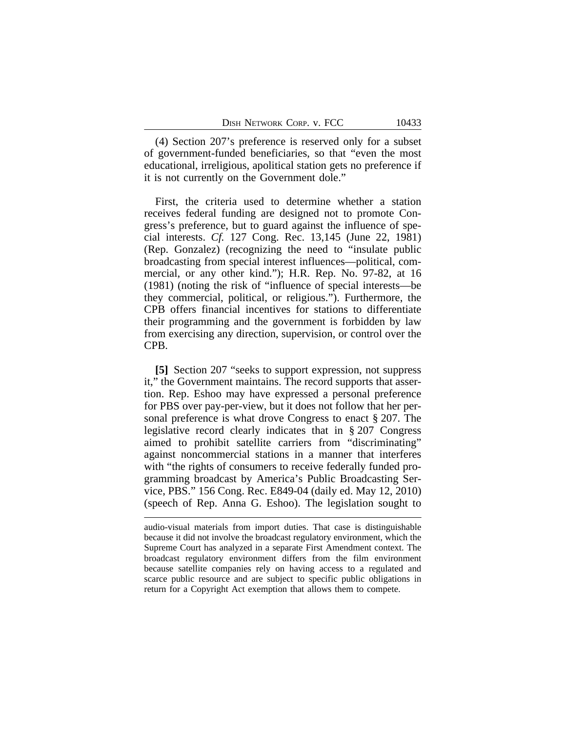(4) Section 207's preference is reserved only for a subset of government-funded beneficiaries, so that "even the most educational, irreligious, apolitical station gets no preference if it is not currently on the Government dole."

First, the criteria used to determine whether a station receives federal funding are designed not to promote Congress's preference, but to guard against the influence of special interests. *Cf.* 127 Cong. Rec. 13,145 (June 22, 1981) (Rep. Gonzalez) (recognizing the need to "insulate public broadcasting from special interest influences—political, commercial, or any other kind."); H.R. Rep. No. 97-82, at 16 (1981) (noting the risk of "influence of special interests—be they commercial, political, or religious."). Furthermore, the CPB offers financial incentives for stations to differentiate their programming and the government is forbidden by law from exercising any direction, supervision, or control over the CPB.

**[5]** Section 207 "seeks to support expression, not suppress it," the Government maintains. The record supports that assertion. Rep. Eshoo may have expressed a personal preference for PBS over pay-per-view, but it does not follow that her personal preference is what drove Congress to enact § 207. The legislative record clearly indicates that in § 207 Congress aimed to prohibit satellite carriers from "discriminating" against noncommercial stations in a manner that interferes with "the rights of consumers to receive federally funded programming broadcast by America's Public Broadcasting Service, PBS." 156 Cong. Rec. E849-04 (daily ed. May 12, 2010) (speech of Rep. Anna G. Eshoo). The legislation sought to

---

audio-visual materials from import duties. That case is distinguishable because it did not involve the broadcast regulatory environment, which the Supreme Court has analyzed in a separate First Amendment context. The broadcast regulatory environment differs from the film environment because satellite companies rely on having access to a regulated and scarce public resource and are subject to specific public obligations in return for a Copyright Act exemption that allows them to compete.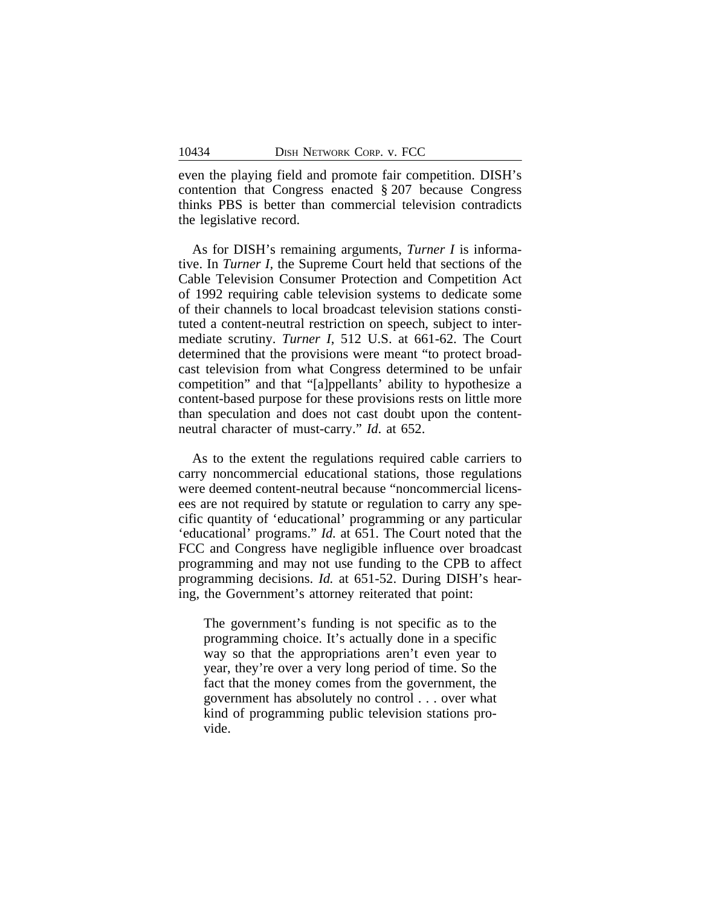even the playing field and promote fair competition. DISH's contention that Congress enacted § 207 because Congress thinks PBS is better than commercial television contradicts the legislative record.

As for DISH's remaining arguments, *Turner I* is informative. In *Turner I*, the Supreme Court held that sections of the Cable Television Consumer Protection and Competition Act of 1992 requiring cable television systems to dedicate some of their channels to local broadcast television stations constituted a content-neutral restriction on speech, subject to intermediate scrutiny. *Turner I*, 512 U.S. at 661-62. The Court determined that the provisions were meant "to protect broadcast television from what Congress determined to be unfair competition" and that "[a]ppellants' ability to hypothesize a content-based purpose for these provisions rests on little more than speculation and does not cast doubt upon the content-neutral character of must-carry." *Id*. at 652.

As to the extent the regulations required cable carriers to carry noncommercial educational stations, those regulations were deemed content-neutral because "noncommercial licensees are not required by statute or regulation to carry any specific quantity of 'educational' programming or any particular 'educational' programs." *Id.* at 651. The Court noted that the FCC and Congress have negligible influence over broadcast programming and may not use funding to the CPB to affect programming decisions. *Id.* at 651-52. During DISH's hearing, the Government's attorney reiterated that point:

> The government's funding is not specific as to the programming choice. It's actually done in a specific way so that the appropriations aren't even year to year, they're over a very long period of time. So the fact that the money comes from the government, the government has absolutely no control . . . over what kind of programming public television stations provide.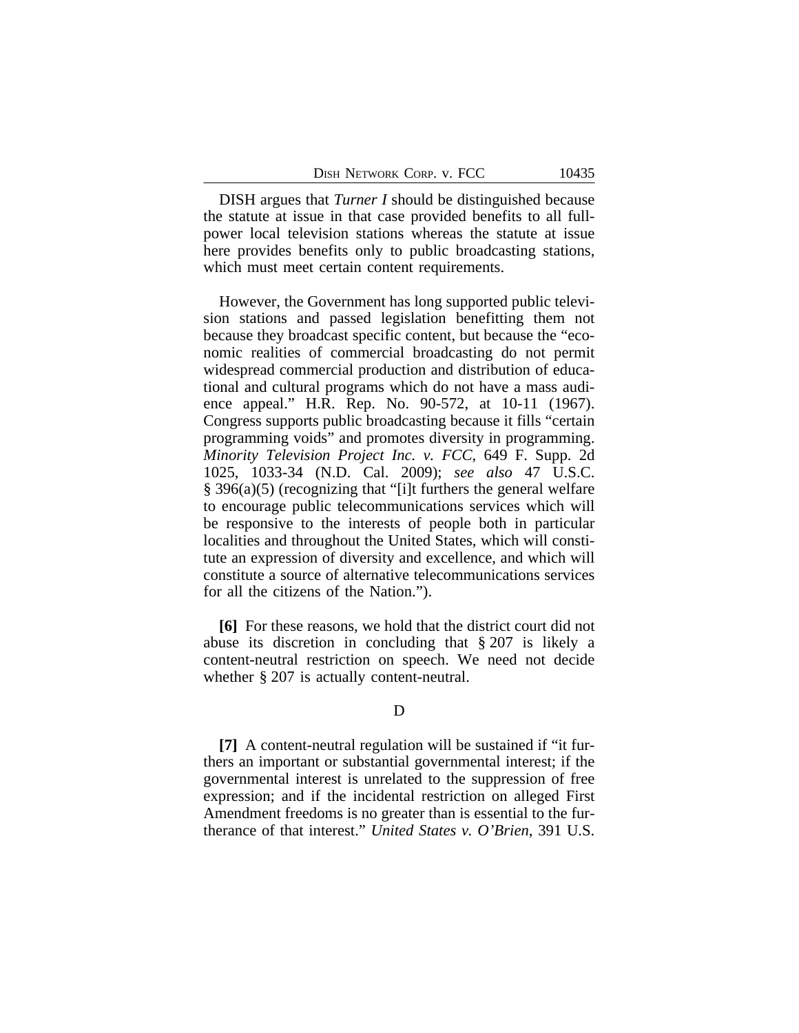DISH argues that *Turner I* should be distinguished because the statute at issue in that case provided benefits to all full-power local television stations whereas the statute at issue here provides benefits only to public broadcasting stations, which must meet certain content requirements.

However, the Government has long supported public television stations and passed legislation benefitting them not because they broadcast specific content, but because the "economic realities of commercial broadcasting do not permit widespread commercial production and distribution of educational and cultural programs which do not have a mass audience appeal." H.R. Rep. No. 90-572, at 10-11 (1967). Congress supports public broadcasting because it fills "certain programming voids" and promotes diversity in programming. *Minority Television Project Inc. v. FCC*, 649 F. Supp. 2d 1025, 1033-34 (N.D. Cal. 2009); *see also* 47 U.S.C. § 396(a)(5) (recognizing that "[i]t furthers the general welfare to encourage public telecommunications services which will be responsive to the interests of people both in particular localities and throughout the United States, which will constitute an expression of diversity and excellence, and which will constitute a source of alternative telecommunications services for all the citizens of the Nation.").

**[6]** For these reasons, we hold that the district court did not abuse its discretion in concluding that § 207 is likely a content-neutral restriction on speech. We need not decide whether § 207 is actually content-neutral.

D

**[7]** A content-neutral regulation will be sustained if "it furthers an important or substantial governmental interest; if the governmental interest is unrelated to the suppression of free expression; and if the incidental restriction on alleged First Amendment freedoms is no greater than is essential to the furtherance of that interest." *United States v. O'Brien*, 391 U.S.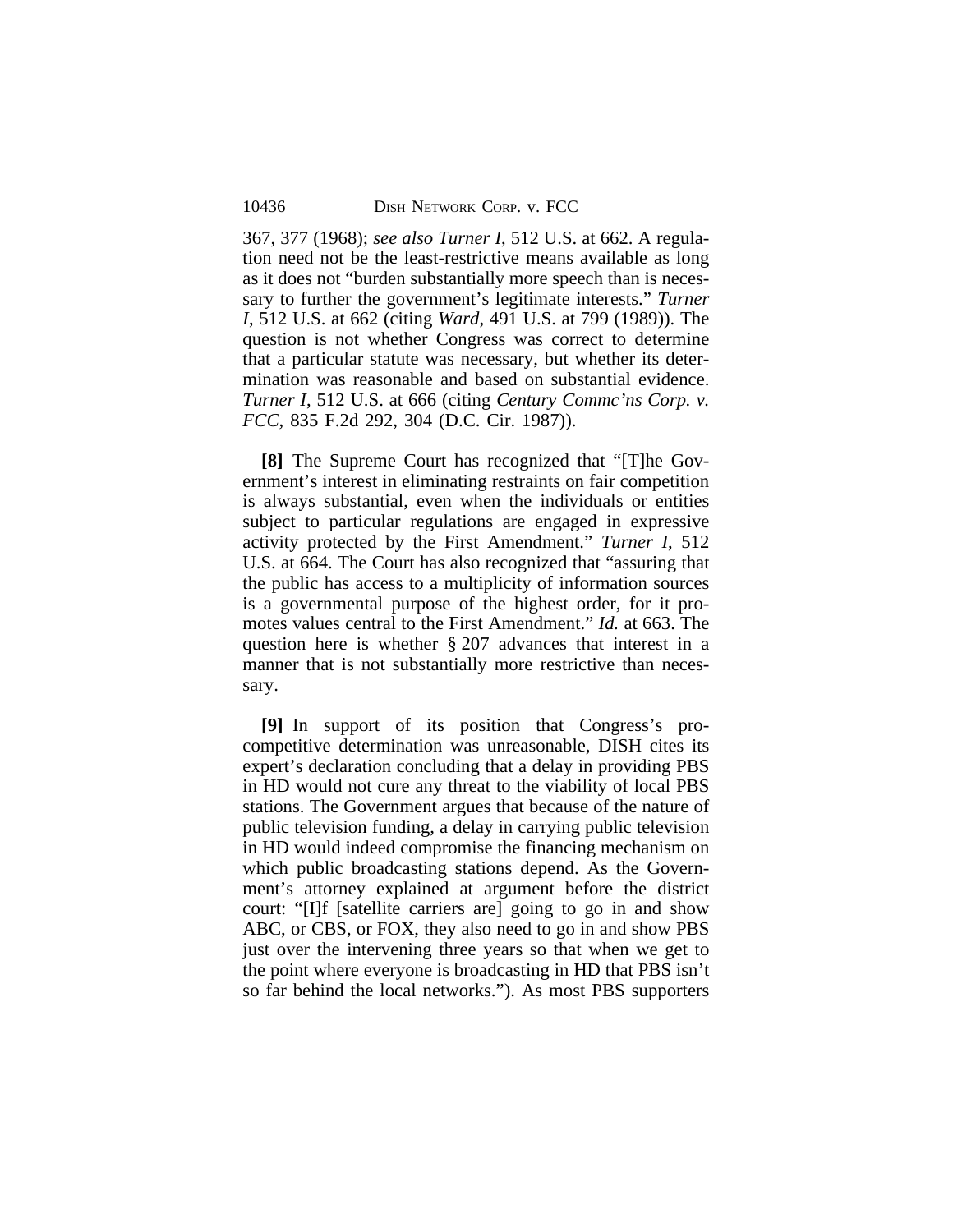367, 377 (1968); *see also Turner I*, 512 U.S. at 662. A regulation need not be the least-restrictive means available as long as it does not "burden substantially more speech than is necessary to further the government's legitimate interests." *Turner I*, 512 U.S. at 662 (citing *Ward*, 491 U.S. at 799 (1989)). The question is not whether Congress was correct to determine that a particular statute was necessary, but whether its determination was reasonable and based on substantial evidence. *Turner I*, 512 U.S. at 666 (citing *Century Commc'ns Corp. v. FCC*, 835 F.2d 292, 304 (D.C. Cir. 1987)).

**[8]** The Supreme Court has recognized that "[T]he Government's interest in eliminating restraints on fair competition is always substantial, even when the individuals or entities subject to particular regulations are engaged in expressive activity protected by the First Amendment." *Turner I*, 512 U.S. at 664. The Court has also recognized that "assuring that the public has access to a multiplicity of information sources is a governmental purpose of the highest order, for it promotes values central to the First Amendment." *Id.* at 663. The question here is whether § 207 advances that interest in a manner that is not substantially more restrictive than necessary.

**[9]** In support of its position that Congress's procompetitive determination was unreasonable, DISH cites its expert's declaration concluding that a delay in providing PBS in HD would not cure any threat to the viability of local PBS stations. The Government argues that because of the nature of public television funding, a delay in carrying public television in HD would indeed compromise the financing mechanism on which public broadcasting stations depend. As the Government's attorney explained at argument before the district court: "[I]f [satellite carriers are] going to go in and show ABC, or CBS, or FOX, they also need to go in and show PBS just over the intervening three years so that when we get to the point where everyone is broadcasting in HD that PBS isn't so far behind the local networks."). As most PBS supporters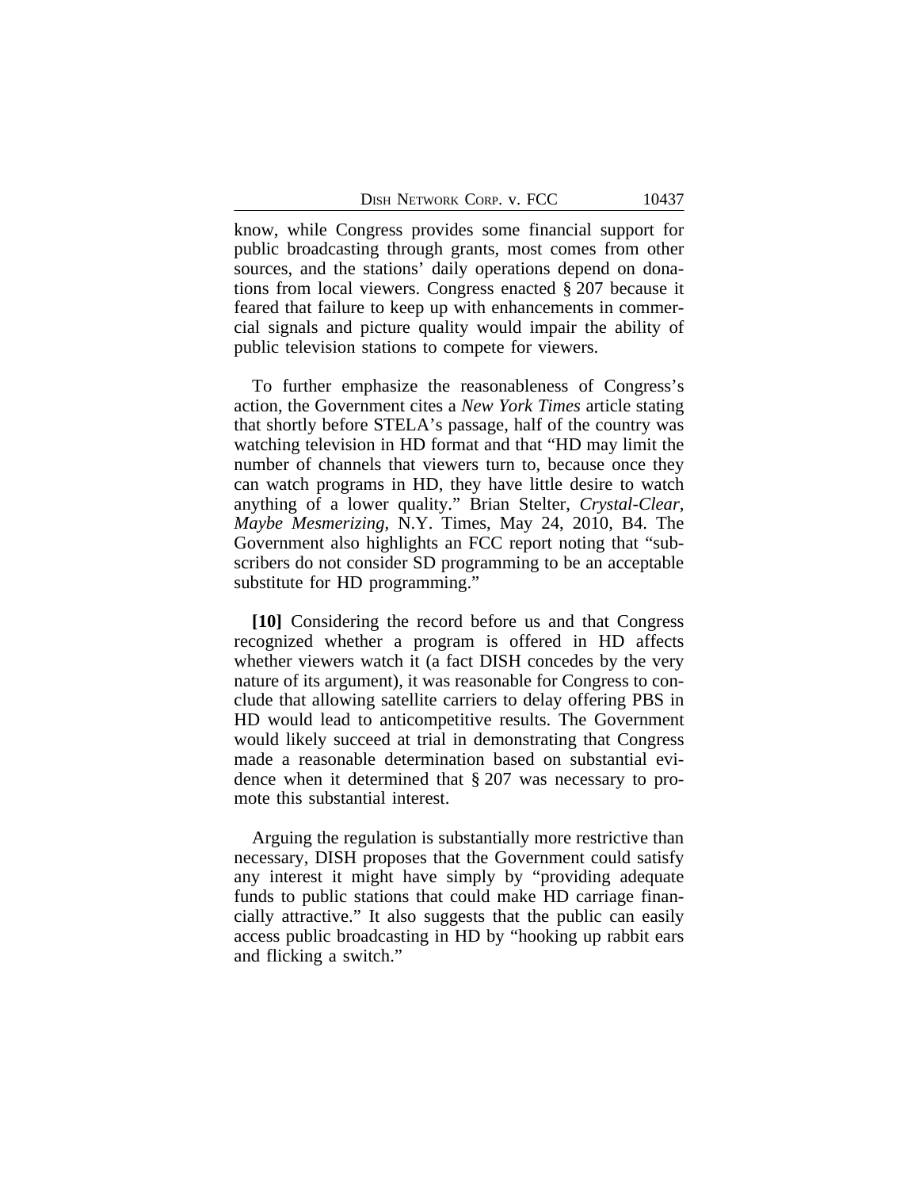know, while Congress provides some financial support for public broadcasting through grants, most comes from other sources, and the stations' daily operations depend on donations from local viewers. Congress enacted § 207 because it feared that failure to keep up with enhancements in commercial signals and picture quality would impair the ability of public television stations to compete for viewers.

To further emphasize the reasonableness of Congress's action, the Government cites a *New York Times* article stating that shortly before STELA's passage, half of the country was watching television in HD format and that "HD may limit the number of channels that viewers turn to, because once they can watch programs in HD, they have little desire to watch anything of a lower quality." Brian Stelter, *Crystal-Clear, Maybe Mesmerizing*, N.Y. Times, May 24, 2010, B4. The Government also highlights an FCC report noting that "subscribers do not consider SD programming to be an acceptable substitute for HD programming."

**[10]** Considering the record before us and that Congress recognized whether a program is offered in HD affects whether viewers watch it (a fact DISH concedes by the very nature of its argument), it was reasonable for Congress to conclude that allowing satellite carriers to delay offering PBS in HD would lead to anticompetitive results. The Government would likely succeed at trial in demonstrating that Congress made a reasonable determination based on substantial evidence when it determined that § 207 was necessary to promote this substantial interest.

Arguing the regulation is substantially more restrictive than necessary, DISH proposes that the Government could satisfy any interest it might have simply by "providing adequate funds to public stations that could make HD carriage financially attractive." It also suggests that the public can easily access public broadcasting in HD by "hooking up rabbit ears and flicking a switch."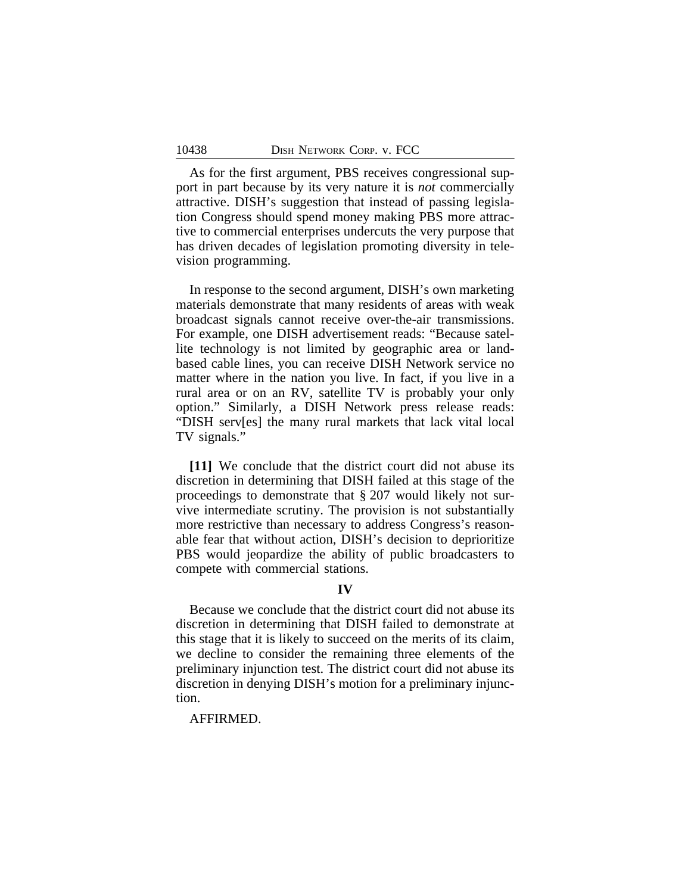As for the first argument, PBS receives congressional support in part because by its very nature it is *not* commercially attractive. DISH's suggestion that instead of passing legislation Congress should spend money making PBS more attractive to commercial enterprises undercuts the very purpose that has driven decades of legislation promoting diversity in television programming.

In response to the second argument, DISH's own marketing materials demonstrate that many residents of areas with weak broadcast signals cannot receive over-the-air transmissions. For example, one DISH advertisement reads: "Because satellite technology is not limited by geographic area or land-based cable lines, you can receive DISH Network service no matter where in the nation you live. In fact, if you live in a rural area or on an RV, satellite TV is probably your only option." Similarly, a DISH Network press release reads: "DISH serv[es] the many rural markets that lack vital local TV signals."

**[11]** We conclude that the district court did not abuse its discretion in determining that DISH failed at this stage of the proceedings to demonstrate that § 207 would likely not survive intermediate scrutiny. The provision is not substantially more restrictive than necessary to address Congress's reasonable fear that without action, DISH's decision to deprioritize PBS would jeopardize the ability of public broadcasters to compete with commercial stations.

## IV

Because we conclude that the district court did not abuse its discretion in determining that DISH failed to demonstrate at this stage that it is likely to succeed on the merits of its claim, we decline to consider the remaining three elements of the preliminary injunction test. The district court did not abuse its discretion in denying DISH's motion for a preliminary injunction.

AFFIRMED.